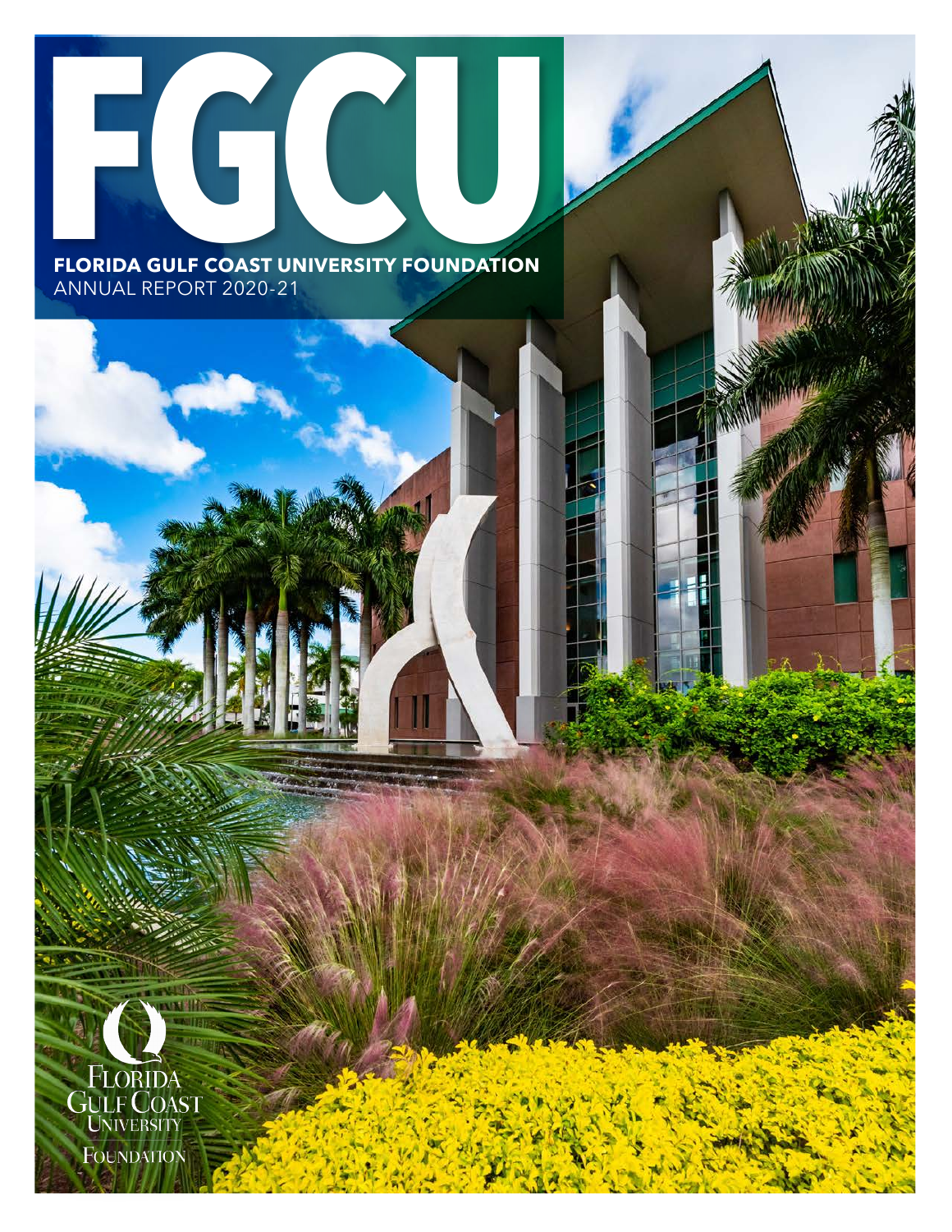# FGCU

**FLORIDA GULF COAST UNIVERSITY FOUNDATION**

ANNUAL REPORT 2020-21

FLORIDA GULF COAST UNIVERSITY FOUNDATION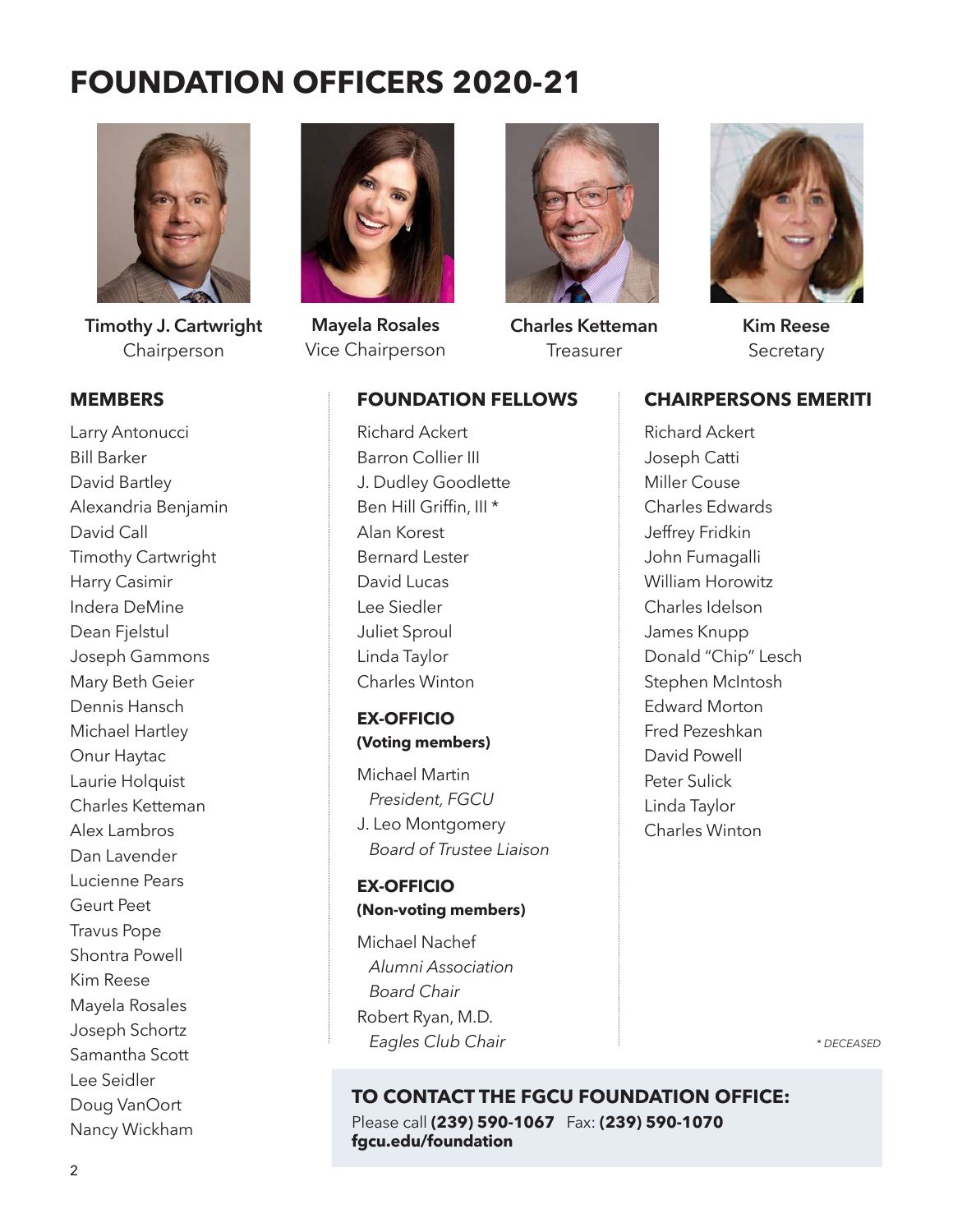# FOUNDATION OFFICERS 2020-21

**Timothy J. Cartwright**
Chairperson

**Mayela Rosales**
Vice Chairperson

**Charles Ketteman**
Treasurer

**Kim Reese**
Secretary

## MEMBERS

Larry Antonucci
Bill Barker
David Bartley
Alexandria Benjamin
David Call
Timothy Cartwright
Harry Casimir
Indera DeMine
Dean Fjelstul
Joseph Gammons
Mary Beth Geier
Dennis Hansch
Michael Hartley
Onur Haytac
Laurie Holquist
Charles Ketteman
Alex Lambros
Dan Lavender
Lucienne Pears
Geurt Peet
Travus Pope
Shontra Powell
Kim Reese
Mayela Rosales
Joseph Schortz
Samantha Scott
Lee Seidler
Doug VanOort
Nancy Wickham

## FOUNDATION FELLOWS

Richard Ackert
Barron Collier III
J. Dudley Goodlette
Ben Hill Griffin, III *
Alan Korest
Bernard Lester
David Lucas
Lee Siedler
Juliet Sproul
Linda Taylor
Charles Winton

### EX-OFFICIO
**(Voting members)**

Michael Martin
*President, FGCU*
J. Leo Montgomery
*Board of Trustee Liaison*

### EX-OFFICIO
**(Non-voting members)**

Michael Nachef
*Alumni Association Board Chair*
Robert Ryan, M.D.
*Eagles Club Chair*

## CHAIRPERSONS EMERITI

Richard Ackert
Joseph Catti
Miller Couse
Charles Edwards
Jeffrey Fridkin
John Fumagalli
William Horowitz
Charles Idelson
James Knupp
Donald "Chip" Lesch
Stephen McIntosh
Edward Morton
Fred Pezeshkan
David Powell
Peter Sulick
Linda Taylor
Charles Winton

*\* DECEASED*

**TO CONTACT THE FGCU FOUNDATION OFFICE:**
Please call **(239) 590-1067** Fax: **(239) 590-1070**
**fgcu.edu/foundation**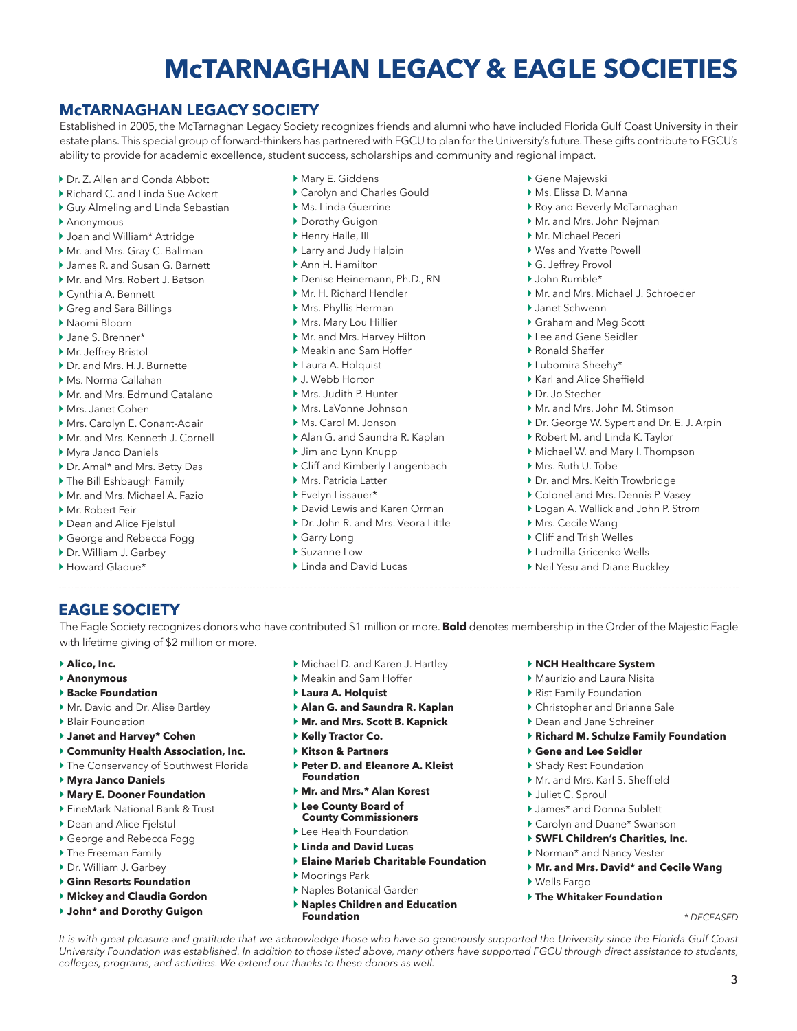# McTARNAGHAN LEGACY & EAGLE SOCIETIES

## McTARNAGHAN LEGACY SOCIETY

Established in 2005, the McTarnaghan Legacy Society recognizes friends and alumni who have included Florida Gulf Coast University in their estate plans. This special group of forward-thinkers has partnered with FGCU to plan for the University's future. These gifts contribute to FGCU's ability to provide for academic excellence, student success, scholarships and community and regional impact.

- Dr. Z. Allen and Conda Abbott
- Richard C. and Linda Sue Ackert
- Guy Almeling and Linda Sebastian
- Anonymous
- Joan and William* Attridge
- Mr. and Mrs. Gray C. Ballman
- James R. and Susan G. Barnett
- Mr. and Mrs. Robert J. Batson
- Cynthia A. Bennett
- Greg and Sara Billings
- Naomi Bloom
- Jane S. Brenner*
- Mr. Jeffrey Bristol
- Dr. and Mrs. H.J. Burnette
- Ms. Norma Callahan
- Mr. and Mrs. Edmund Catalano
- Mrs. Janet Cohen
- Mrs. Carolyn E. Conant-Adair
- Mr. and Mrs. Kenneth J. Cornell
- Myra Janco Daniels
- Dr. Amal* and Mrs. Betty Das
- The Bill Eshbaugh Family
- Mr. and Mrs. Michael A. Fazio
- Mr. Robert Feir
- Dean and Alice Fjelstul
- George and Rebecca Fogg
- Dr. William J. Garbey
- Howard Gladue*
- Mary E. Giddens
- Carolyn and Charles Gould
- Ms. Linda Guerrine
- Dorothy Guigon
- Henry Halle, III
- Larry and Judy Halpin
- Ann H. Hamilton
- Denise Heinemann, Ph.D., RN
- Mr. H. Richard Hendler
- Mrs. Phyllis Herman
- Mrs. Mary Lou Hillier
- Mr. and Mrs. Harvey Hilton
- Meakin and Sam Hoffer
- Laura A. Holquist
- J. Webb Horton
- Mrs. Judith P. Hunter
- Mrs. LaVonne Johnson
- Ms. Carol M. Jonson
- Alan G. and Saundra R. Kaplan
- Jim and Lynn Knupp
- Cliff and Kimberly Langenbach
- Mrs. Patricia Latter
- Evelyn Lissauer*
- David Lewis and Karen Orman
- Dr. John R. and Mrs. Veora Little
- Garry Long
- Suzanne Low
- Linda and David Lucas
- Gene Majewski
- Ms. Elissa D. Manna
- Roy and Beverly McTarnaghan
- Mr. and Mrs. John Nejman
- Mr. Michael Peceri
- Wes and Yvette Powell
- G. Jeffrey Provol
- John Rumble*
- Mr. and Mrs. Michael J. Schroeder
- Janet Schwenn
- Graham and Meg Scott
- Lee and Gene Seidler
- Ronald Shaffer
- Lubomira Sheehy*
- Karl and Alice Sheffield
- Dr. Jo Stecher
- Mr. and Mrs. John M. Stimson
- Dr. George W. Sypert and Dr. E. J. Arpin
- Robert M. and Linda K. Taylor
- Michael W. and Mary I. Thompson
- Mrs. Ruth U. Tobe
- Dr. and Mrs. Keith Trowbridge
- Colonel and Mrs. Dennis P. Vasey
- Logan A. Wallick and John P. Strom
- Mrs. Cecile Wang
- Cliff and Trish Welles
- Ludmilla Gricenko Wells
- Neil Yesu and Diane Buckley

## EAGLE SOCIETY

The Eagle Society recognizes donors who have contributed $1 million or more. **Bold** denotes membership in the Order of the Majestic Eagle with lifetime giving of $2 million or more.

- **Alico, Inc.**
- **Anonymous**
- **Backe Foundation**
- Mr. David and Dr. Alise Bartley
- Blair Foundation
- **Janet and Harvey* Cohen**
- **Community Health Association, Inc.**
- The Conservancy of Southwest Florida
- **Myra Janco Daniels**
- **Mary E. Dooner Foundation**
- FineMark National Bank & Trust
- Dean and Alice Fjelstul
- George and Rebecca Fogg
- The Freeman Family
- Dr. William J. Garbey
- **Ginn Resorts Foundation**
- **Mickey and Claudia Gordon**
- **John* and Dorothy Guigon**
- Michael D. and Karen J. Hartley
- Meakin and Sam Hoffer
- **Laura A. Holquist**
- **Alan G. and Saundra R. Kaplan**
- **Mr. and Mrs. Scott B. Kapnick**
- **Kelly Tractor Co.**
- **Kitson & Partners**
- **Peter D. and Eleanore A. Kleist Foundation**
- **Mr. and Mrs.* Alan Korest**
- **Lee County Board of County Commissioners**
- Lee Health Foundation
- **Linda and David Lucas**
- **Elaine Marieb Charitable Foundation**
- Moorings Park
- Naples Botanical Garden
- **Naples Children and Education Foundation**
- **NCH Healthcare System**
- Maurizio and Laura Nisita
- Rist Family Foundation
- Christopher and Brianne Sale
- Dean and Jane Schreiner
- **Richard M. Schulze Family Foundation**
- **Gene and Lee Seidler**
- Shady Rest Foundation
- Mr. and Mrs. Karl S. Sheffield
- Juliet C. Sproul
- James* and Donna Sublett
- Carolyn and Duane* Swanson
- **SWFL Children's Charities, Inc.**
- Norman* and Nancy Vester
- **Mr. and Mrs. David* and Cecile Wang**
- Wells Fargo
- **The Whitaker Foundation**

*\* DECEASED*

*It is with great pleasure and gratitude that we acknowledge those who have so generously supported the University since the Florida Gulf Coast University Foundation was established. In addition to those listed above, many others have supported FGCU through direct assistance to students, colleges, programs, and activities. We extend our thanks to these donors as well.*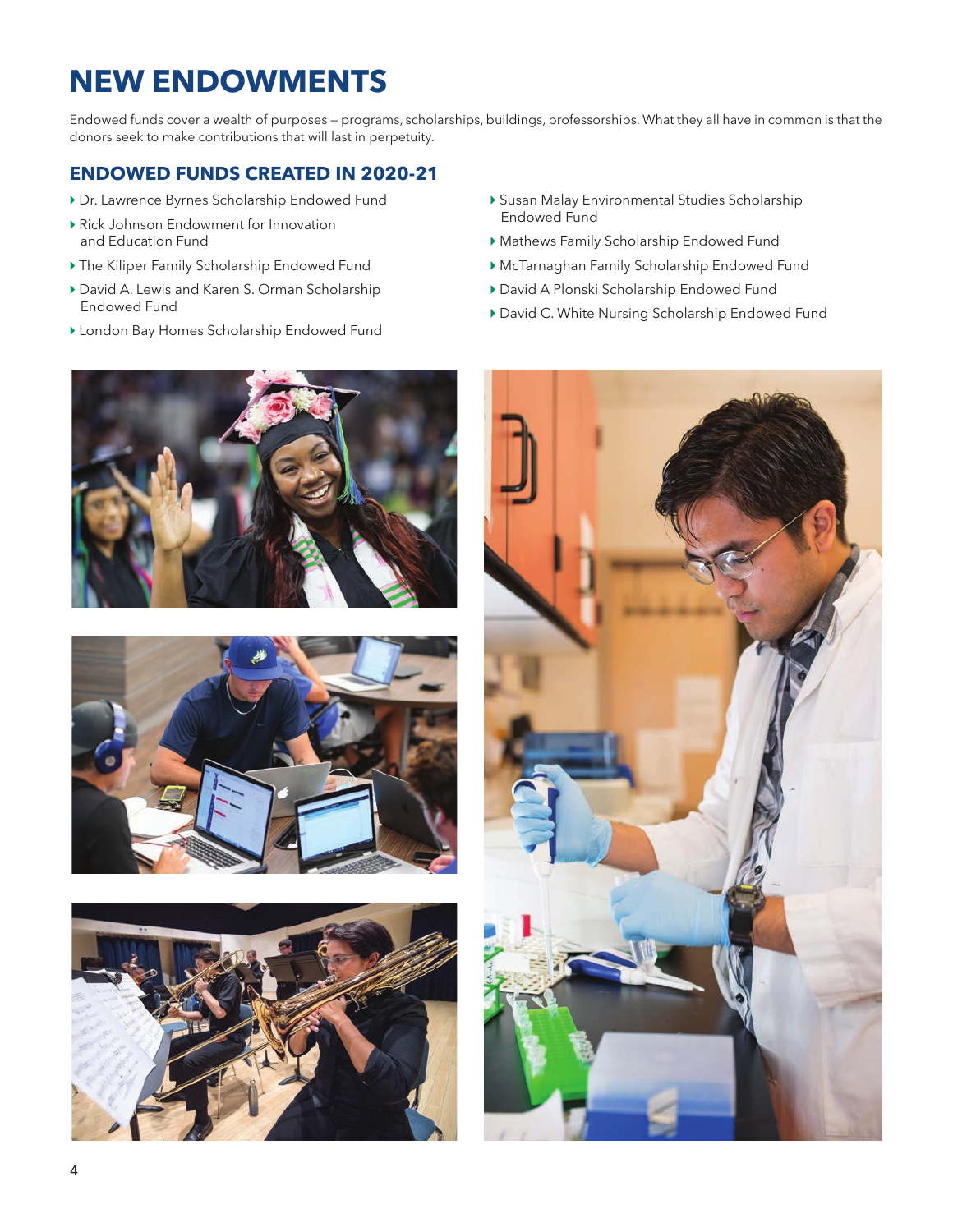# NEW ENDOWMENTS

Endowed funds cover a wealth of purposes — programs, scholarships, buildings, professorships. What they all have in common is that the donors seek to make contributions that will last in perpetuity.

## ENDOWED FUNDS CREATED IN 2020-21

- Dr. Lawrence Byrnes Scholarship Endowed Fund
- Rick Johnson Endowment for Innovation and Education Fund
- The Kiliper Family Scholarship Endowed Fund
- David A. Lewis and Karen S. Orman Scholarship Endowed Fund
- London Bay Homes Scholarship Endowed Fund
- Susan Malay Environmental Studies Scholarship Endowed Fund
- Mathews Family Scholarship Endowed Fund
- McTarnaghan Family Scholarship Endowed Fund
- David A Plonski Scholarship Endowed Fund
- David C. White Nursing Scholarship Endowed Fund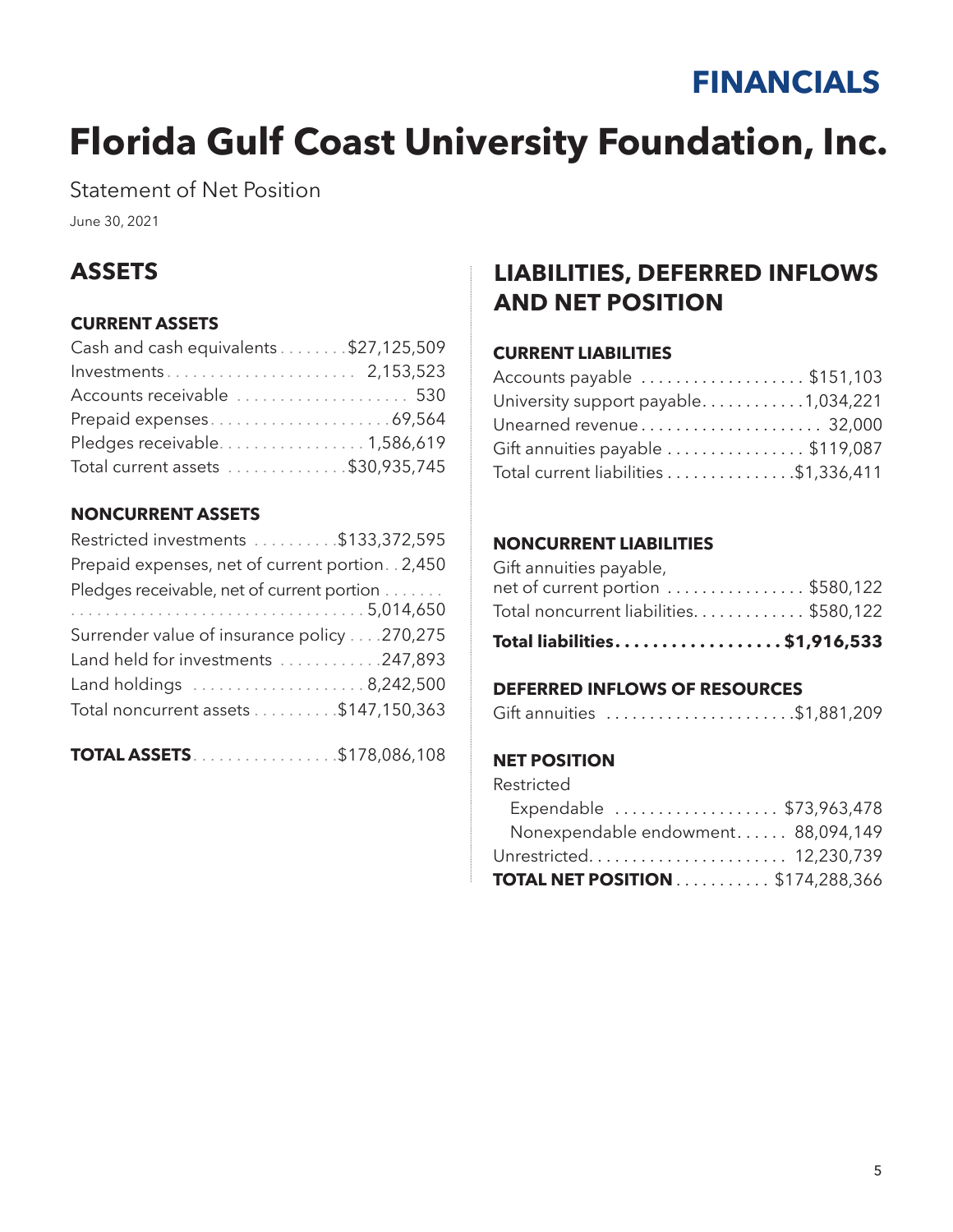# FINANCIALS

# Florida Gulf Coast University Foundation, Inc.

Statement of Net Position

June 30, 2021

## ASSETS

### CURRENT ASSETS

| | |
|---|---|
| Cash and cash equivalents | $27,125,509 |
| Investments | 2,153,523 |
| Accounts receivable | 530 |
| Prepaid expenses | 69,564 |
| Pledges receivable | 1,586,619 |
| Total current assets | $30,935,745 |

### NONCURRENT ASSETS

| | |
|---|---|
| Restricted investments | $133,372,595 |
| Prepaid expenses, net of current portion | 2,450 |
| Pledges receivable, net of current portion | 5,014,650 |
| Surrender value of insurance policy | 270,275 |
| Land held for investments | 247,893 |
| Land holdings | 8,242,500 |
| Total noncurrent assets | $147,150,363 |

| | |
|---|---|
| **TOTAL ASSETS** | $178,086,108 |

## LIABILITIES, DEFERRED INFLOWS AND NET POSITION

### CURRENT LIABILITIES

| | |
|---|---|
| Accounts payable | $151,103 |
| University support payable | 1,034,221 |
| Unearned revenue | 32,000 |
| Gift annuities payable | $119,087 |
| Total current liabilities | $1,336,411 |

### NONCURRENT LIABILITIES

| | |
|---|---|
| Gift annuities payable, net of current portion | $580,122 |
| Total noncurrent liabilities | $580,122 |
| **Total liabilities** | **$1,916,533** |

### DEFERRED INFLOWS OF RESOURCES

| | |
|---|---|
| Gift annuities | $1,881,209 |

### NET POSITION

| | |
|---|---|
| Restricted | |
| Expendable | $73,963,478 |
| Nonexpendable endowment | 88,094,149 |
| Unrestricted | 12,230,739 |
| **TOTAL NET POSITION** | $174,288,366 |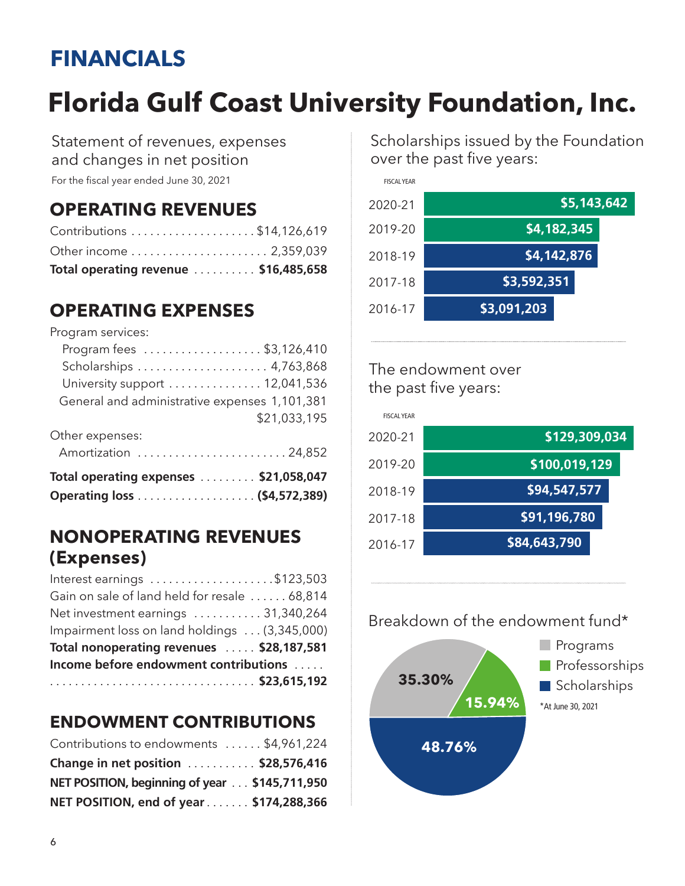# FINANCIALS

# Florida Gulf Coast University Foundation, Inc.

Statement of revenues, expenses and changes in net position

For the fiscal year ended June 30, 2021

## OPERATING REVENUES

| | |
|---|---|
| Contributions | $14,126,619 |
| Other income | 2,359,039 |
| **Total operating revenue** | **$16,485,658** |

## OPERATING EXPENSES

| | |
|---|---|
| Program services: | |
| Program fees | $3,126,410 |
| Scholarships | 4,763,868 |
| University support | 12,041,536 |
| General and administrative expenses | 1,101,381 |
| | $21,033,195 |
| Other expenses: | |
| Amortization | 24,852 |
| **Total operating expenses** | **$21,058,047** |
| **Operating loss** | **($4,572,389)** |

## NONOPERATING REVENUES (Expenses)

| | |
|---|---|
| Interest earnings | $123,503 |
| Gain on sale of land held for resale | 68,814 |
| Net investment earnings | 31,340,264 |
| Impairment loss on land holdings | (3,345,000) |
| **Total nonoperating revenues** | **$28,187,581** |
| **Income before endowment contributions** | **$23,615,192** |

## ENDOWMENT CONTRIBUTIONS

| | |
|---|---|
| Contributions to endowments | $4,961,224 |
| **Change in net position** | **$28,576,416** |
| **NET POSITION, beginning of year** | **$145,711,950** |
| **NET POSITION, end of year** | **$174,288,366** |

Scholarships issued by the Foundation over the past five years:

FISCAL YEAR

2020-21 $5,143,642

2019-20 $4,182,345

2018-19 $4,142,876

2017-18 $3,592,351

2016-17 $3,091,203

The endowment over the past five years:

FISCAL YEAR

2020-21 $129,309,034

2019-20 $100,019,129

2018-19 $94,547,577

2017-18 $91,196,780

2016-17 $84,643,790

Breakdown of the endowment fund*

Programs 35.30%

Professorships 15.94%

Scholarships 48.76%

*At June 30, 2021